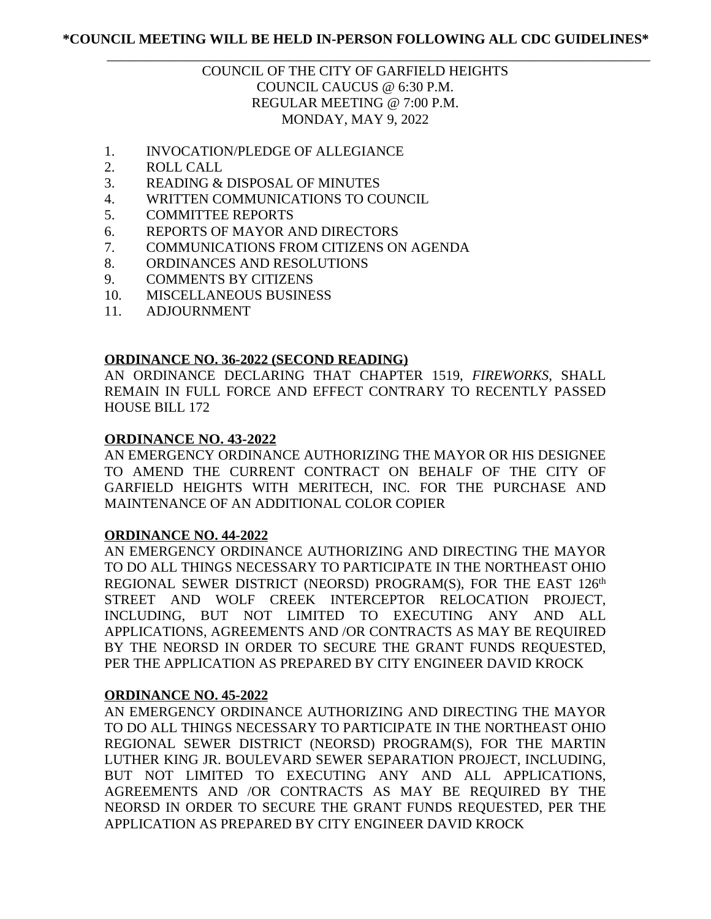**\*COUNCIL MEETING WILL BE HELD IN-PERSON FOLLOWING ALL CDC GUIDELINES\***

---

COUNCIL OF THE CITY OF GARFIELD HEIGHTS
COUNCIL CAUCUS @ 6:30 P.M.
REGULAR MEETING @ 7:00 P.M.
MONDAY, MAY 9, 2022

1. INVOCATION/PLEDGE OF ALLEGIANCE
2. ROLL CALL
3. READING & DISPOSAL OF MINUTES
4. WRITTEN COMMUNICATIONS TO COUNCIL
5. COMMITTEE REPORTS
6. REPORTS OF MAYOR AND DIRECTORS
7. COMMUNICATIONS FROM CITIZENS ON AGENDA
8. ORDINANCES AND RESOLUTIONS
9. COMMENTS BY CITIZENS
10. MISCELLANEOUS BUSINESS
11. ADJOURNMENT

**ORDINANCE NO. 36-2022 (SECOND READING)**

AN ORDINANCE DECLARING THAT CHAPTER 1519, *FIREWORKS*, SHALL REMAIN IN FULL FORCE AND EFFECT CONTRARY TO RECENTLY PASSED HOUSE BILL 172

**ORDINANCE NO. 43-2022**

AN EMERGENCY ORDINANCE AUTHORIZING THE MAYOR OR HIS DESIGNEE TO AMEND THE CURRENT CONTRACT ON BEHALF OF THE CITY OF GARFIELD HEIGHTS WITH MERITECH, INC. FOR THE PURCHASE AND MAINTENANCE OF AN ADDITIONAL COLOR COPIER

**ORDINANCE NO. 44-2022**

AN EMERGENCY ORDINANCE AUTHORIZING AND DIRECTING THE MAYOR TO DO ALL THINGS NECESSARY TO PARTICIPATE IN THE NORTHEAST OHIO REGIONAL SEWER DISTRICT (NEORSD) PROGRAM(S), FOR THE EAST 126th STREET AND WOLF CREEK INTERCEPTOR RELOCATION PROJECT, INCLUDING, BUT NOT LIMITED TO EXECUTING ANY AND ALL APPLICATIONS, AGREEMENTS AND /OR CONTRACTS AS MAY BE REQUIRED BY THE NEORSD IN ORDER TO SECURE THE GRANT FUNDS REQUESTED, PER THE APPLICATION AS PREPARED BY CITY ENGINEER DAVID KROCK

**ORDINANCE NO. 45-2022**

AN EMERGENCY ORDINANCE AUTHORIZING AND DIRECTING THE MAYOR TO DO ALL THINGS NECESSARY TO PARTICIPATE IN THE NORTHEAST OHIO REGIONAL SEWER DISTRICT (NEORSD) PROGRAM(S), FOR THE MARTIN LUTHER KING JR. BOULEVARD SEWER SEPARATION PROJECT, INCLUDING, BUT NOT LIMITED TO EXECUTING ANY AND ALL APPLICATIONS, AGREEMENTS AND /OR CONTRACTS AS MAY BE REQUIRED BY THE NEORSD IN ORDER TO SECURE THE GRANT FUNDS REQUESTED, PER THE APPLICATION AS PREPARED BY CITY ENGINEER DAVID KROCK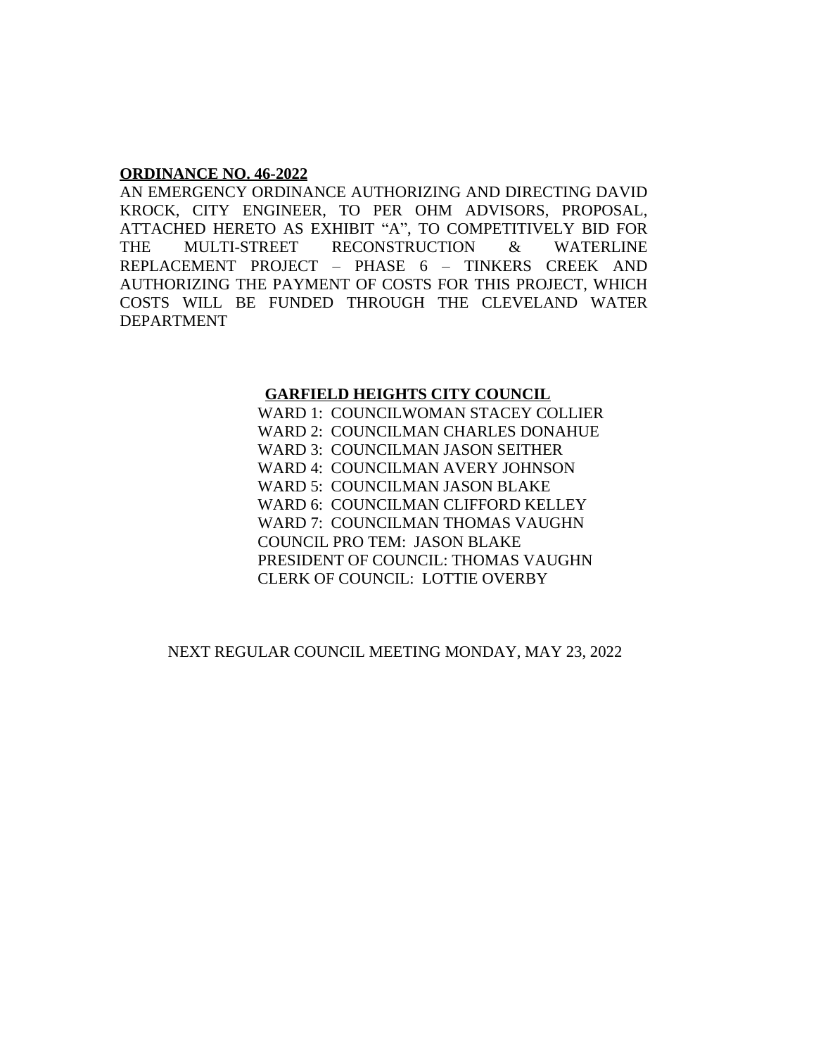**ORDINANCE NO. 46-2022**

AN EMERGENCY ORDINANCE AUTHORIZING AND DIRECTING DAVID KROCK, CITY ENGINEER, TO PER OHM ADVISORS, PROPOSAL, ATTACHED HERETO AS EXHIBIT "A", TO COMPETITIVELY BID FOR THE MULTI-STREET RECONSTRUCTION & WATERLINE REPLACEMENT PROJECT – PHASE 6 – TINKERS CREEK AND AUTHORIZING THE PAYMENT OF COSTS FOR THIS PROJECT, WHICH COSTS WILL BE FUNDED THROUGH THE CLEVELAND WATER DEPARTMENT

**GARFIELD HEIGHTS CITY COUNCIL**

WARD 1: COUNCILWOMAN STACEY COLLIER
WARD 2: COUNCILMAN CHARLES DONAHUE
WARD 3: COUNCILMAN JASON SEITHER
WARD 4: COUNCILMAN AVERY JOHNSON
WARD 5: COUNCILMAN JASON BLAKE
WARD 6: COUNCILMAN CLIFFORD KELLEY
WARD 7: COUNCILMAN THOMAS VAUGHN
COUNCIL PRO TEM: JASON BLAKE
PRESIDENT OF COUNCIL: THOMAS VAUGHN
CLERK OF COUNCIL: LOTTIE OVERBY

NEXT REGULAR COUNCIL MEETING MONDAY, MAY 23, 2022